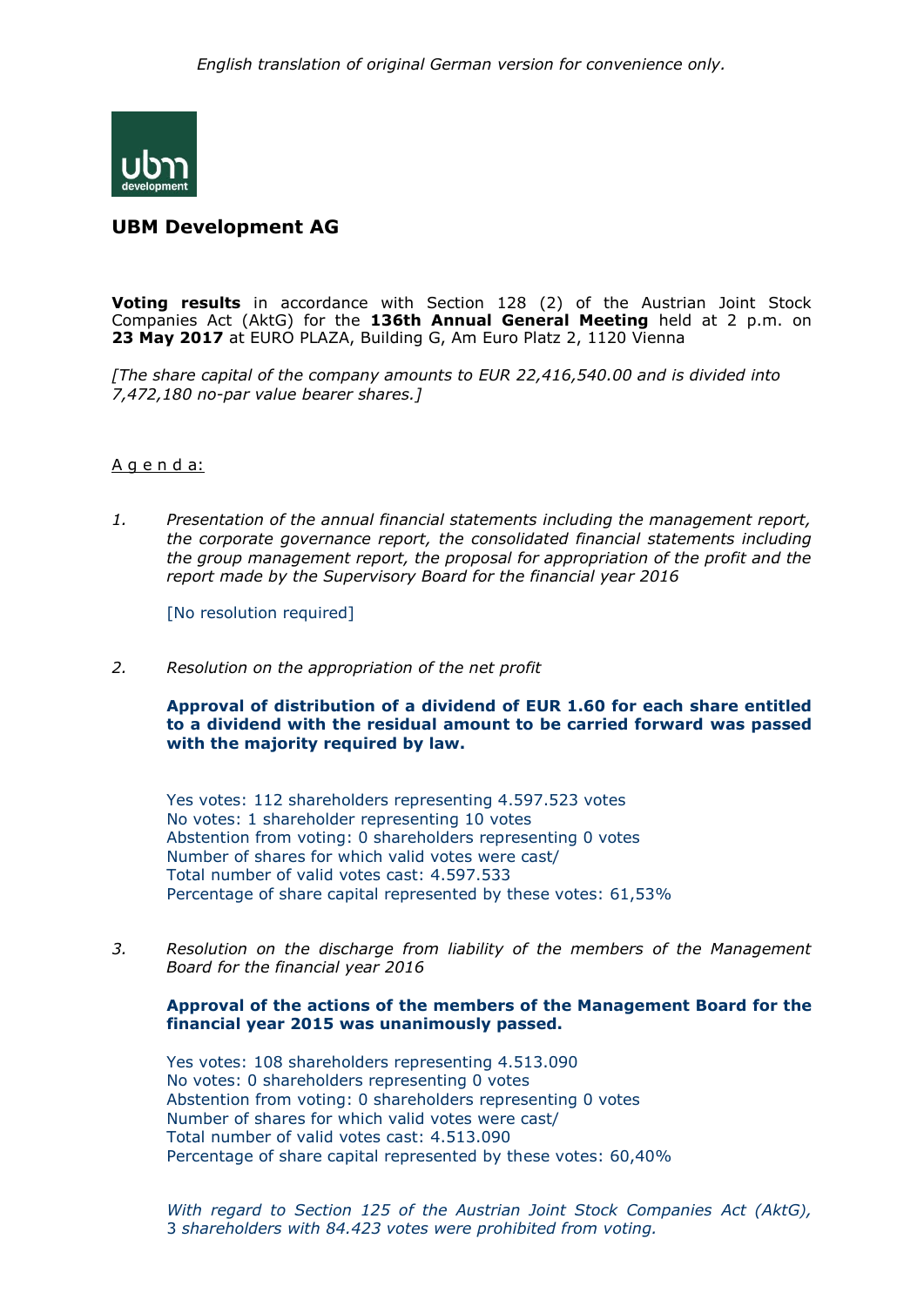*English translation of original German version for convenience only.*

## UBM Development AG

**Voting results** in accordance with Section 128 (2) of the Austrian Joint Stock Companies Act (AktG) for the **136th Annual General Meeting** held at 2 p.m. on **23 May 2017** at EURO PLAZA, Building G, Am Euro Platz 2, 1120 Vienna

*[The share capital of the company amounts to EUR 22,416,540.00 and is divided into 7,472,180 no-par value bearer shares.]*

A g e n d a:

1. *Presentation of the annual financial statements including the management report, the corporate governance report, the consolidated financial statements including the group management report, the proposal for appropriation of the profit and the report made by the Supervisory Board for the financial year 2016*

   [No resolution required]

2. *Resolution on the appropriation of the net profit*

   **Approval of distribution of a dividend of EUR 1.60 for each share entitled to a dividend with the residual amount to be carried forward was passed with the majority required by law.**

   Yes votes: 112 shareholders representing 4.597.523 votes
   No votes: 1 shareholder representing 10 votes
   Abstention from voting: 0 shareholders representing 0 votes
   Number of shares for which valid votes were cast/
   Total number of valid votes cast: 4.597.533
   Percentage of share capital represented by these votes: 61,53%

3. *Resolution on the discharge from liability of the members of the Management Board for the financial year 2016*

   **Approval of the actions of the members of the Management Board for the financial year 2015 was unanimously passed.**

   Yes votes: 108 shareholders representing 4.513.090
   No votes: 0 shareholders representing 0 votes
   Abstention from voting: 0 shareholders representing 0 votes
   Number of shares for which valid votes were cast/
   Total number of valid votes cast: 4.513.090
   Percentage of share capital represented by these votes: 60,40%

   *With regard to Section 125 of the Austrian Joint Stock Companies Act (AktG), 3 shareholders with 84.423 votes were prohibited from voting.*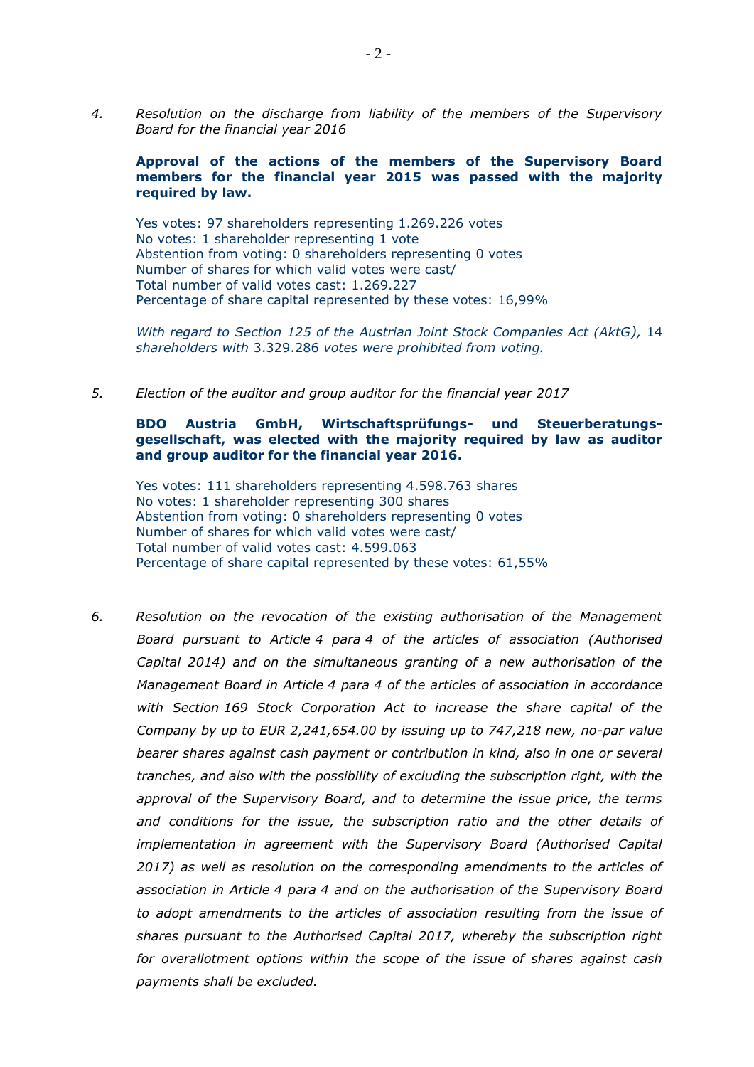4. *Resolution on the discharge from liability of the members of the Supervisory Board for the financial year 2016*

   **Approval of the actions of the members of the Supervisory Board members for the financial year 2015 was passed with the majority required by law.**

   Yes votes: 97 shareholders representing 1.269.226 votes
   No votes: 1 shareholder representing 1 vote
   Abstention from voting: 0 shareholders representing 0 votes
   Number of shares for which valid votes were cast/
   Total number of valid votes cast: 1.269.227
   Percentage of share capital represented by these votes: 16,99%

   *With regard to Section 125 of the Austrian Joint Stock Companies Act (AktG),* 14 *shareholders with* 3.329.286 *votes were prohibited from voting.*

5. *Election of the auditor and group auditor for the financial year 2017*

   **BDO Austria GmbH, Wirtschaftsprüfungs- und Steuerberatungsgesellschaft, was elected with the majority required by law as auditor and group auditor for the financial year 2016.**

   Yes votes: 111 shareholders representing 4.598.763 shares
   No votes: 1 shareholder representing 300 shares
   Abstention from voting: 0 shareholders representing 0 votes
   Number of shares for which valid votes were cast/
   Total number of valid votes cast: 4.599.063
   Percentage of share capital represented by these votes: 61,55%

6. *Resolution on the revocation of the existing authorisation of the Management Board pursuant to Article 4 para 4 of the articles of association (Authorised Capital 2014) and on the simultaneous granting of a new authorisation of the Management Board in Article 4 para 4 of the articles of association in accordance with Section 169 Stock Corporation Act to increase the share capital of the Company by up to EUR 2,241,654.00 by issuing up to 747,218 new, no-par value bearer shares against cash payment or contribution in kind, also in one or several tranches, and also with the possibility of excluding the subscription right, with the approval of the Supervisory Board, and to determine the issue price, the terms and conditions for the issue, the subscription ratio and the other details of implementation in agreement with the Supervisory Board (Authorised Capital 2017) as well as resolution on the corresponding amendments to the articles of association in Article 4 para 4 and on the authorisation of the Supervisory Board to adopt amendments to the articles of association resulting from the issue of shares pursuant to the Authorised Capital 2017, whereby the subscription right for overallotment options within the scope of the issue of shares against cash payments shall be excluded.*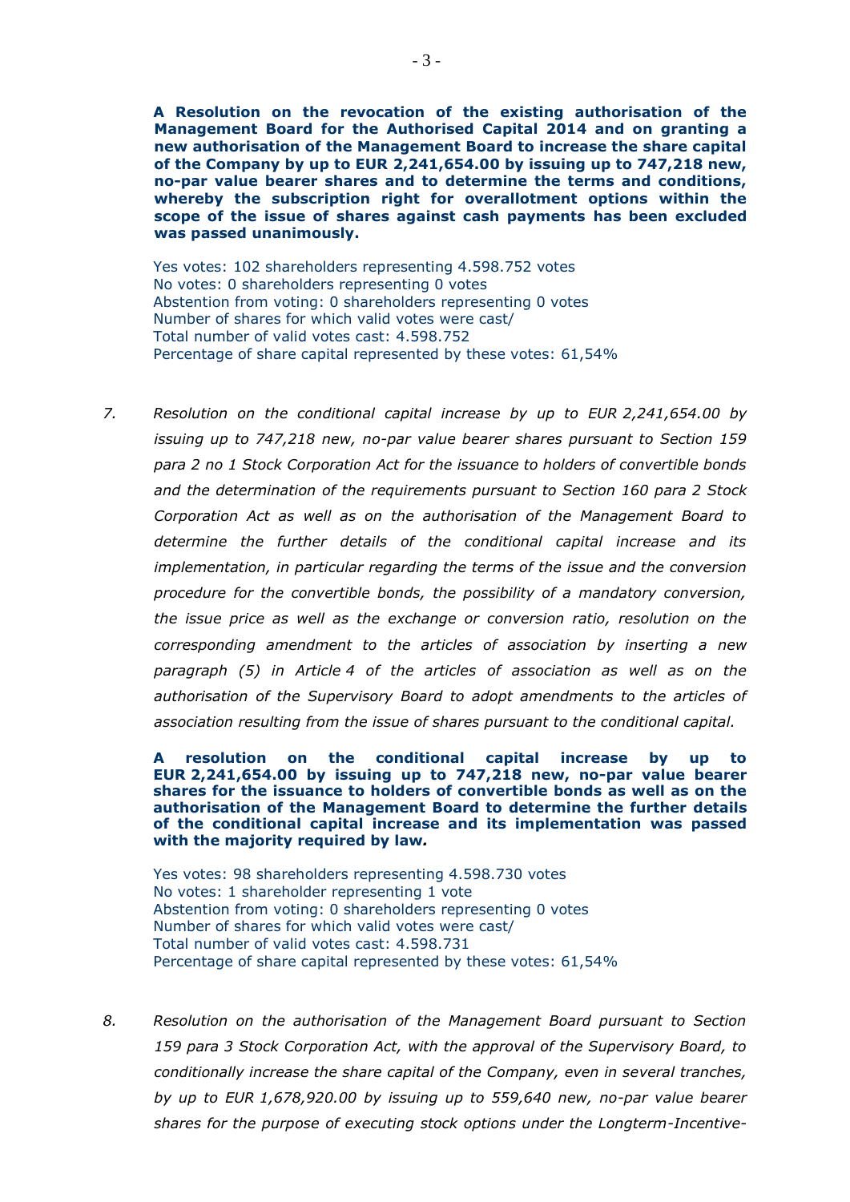**A Resolution on the revocation of the existing authorisation of the Management Board for the Authorised Capital 2014 and on granting a new authorisation of the Management Board to increase the share capital of the Company by up to EUR 2,241,654.00 by issuing up to 747,218 new, no-par value bearer shares and to determine the terms and conditions, whereby the subscription right for overallotment options within the scope of the issue of shares against cash payments has been excluded was passed unanimously.**

Yes votes: 102 shareholders representing 4.598.752 votes
No votes: 0 shareholders representing 0 votes
Abstention from voting: 0 shareholders representing 0 votes
Number of shares for which valid votes were cast/
Total number of valid votes cast: 4.598.752
Percentage of share capital represented by these votes: 61,54%

7. *Resolution on the conditional capital increase by up to EUR 2,241,654.00 by issuing up to 747,218 new, no-par value bearer shares pursuant to Section 159 para 2 no 1 Stock Corporation Act for the issuance to holders of convertible bonds and the determination of the requirements pursuant to Section 160 para 2 Stock Corporation Act as well as on the authorisation of the Management Board to determine the further details of the conditional capital increase and its implementation, in particular regarding the terms of the issue and the conversion procedure for the convertible bonds, the possibility of a mandatory conversion, the issue price as well as the exchange or conversion ratio, resolution on the corresponding amendment to the articles of association by inserting a new paragraph (5) in Article 4 of the articles of association as well as on the authorisation of the Supervisory Board to adopt amendments to the articles of association resulting from the issue of shares pursuant to the conditional capital.*

**A resolution on the conditional capital increase by up to EUR 2,241,654.00 by issuing up to 747,218 new, no-par value bearer shares for the issuance to holders of convertible bonds as well as on the authorisation of the Management Board to determine the further details of the conditional capital increase and its implementation was passed with the majority required by law.**

Yes votes: 98 shareholders representing 4.598.730 votes
No votes: 1 shareholder representing 1 vote
Abstention from voting: 0 shareholders representing 0 votes
Number of shares for which valid votes were cast/
Total number of valid votes cast: 4.598.731
Percentage of share capital represented by these votes: 61,54%

8. *Resolution on the authorisation of the Management Board pursuant to Section 159 para 3 Stock Corporation Act, with the approval of the Supervisory Board, to conditionally increase the share capital of the Company, even in several tranches, by up to EUR 1,678,920.00 by issuing up to 559,640 new, no-par value bearer shares for the purpose of executing stock options under the Longterm-Incentive-*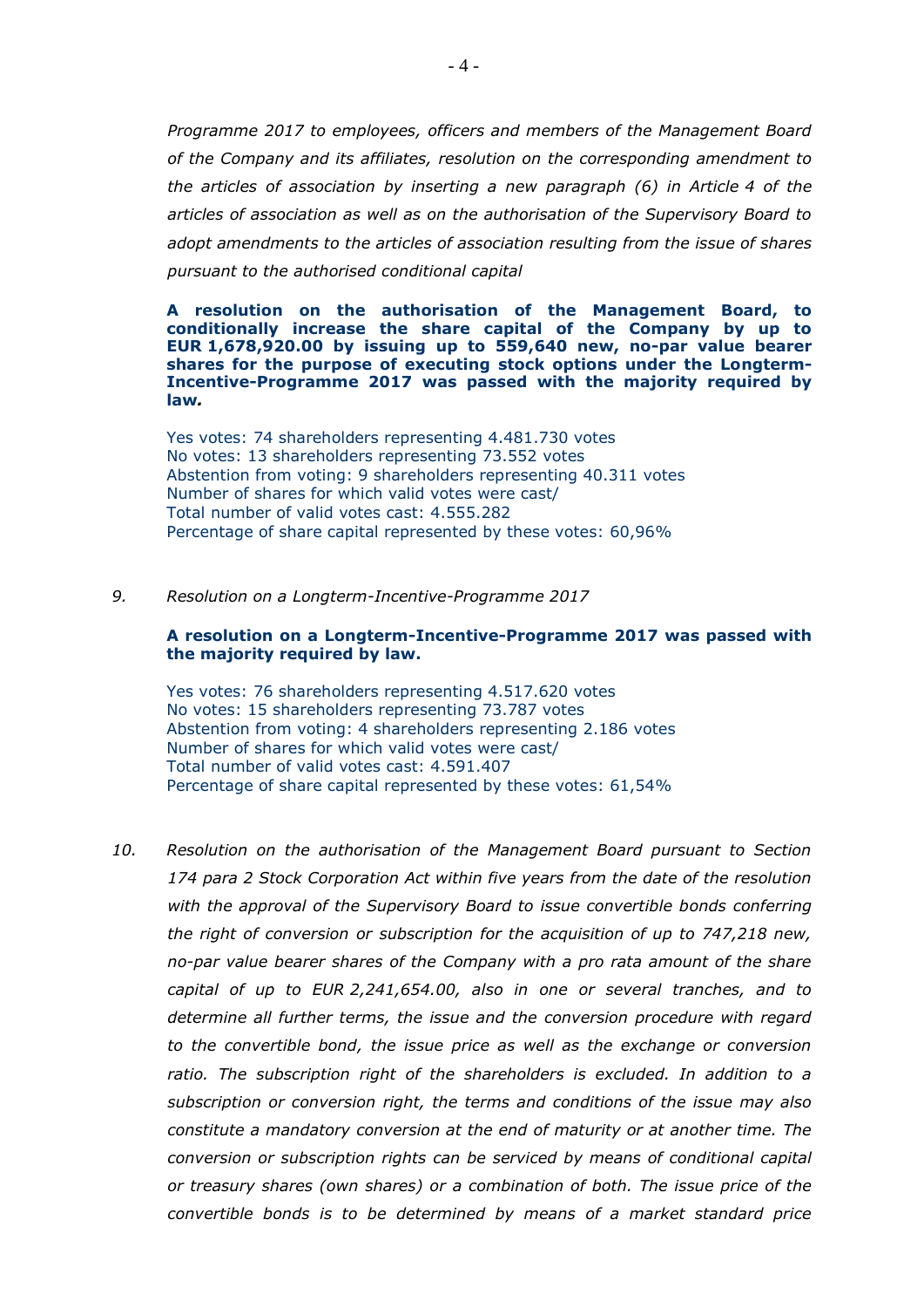*Programme 2017 to employees, officers and members of the Management Board of the Company and its affiliates, resolution on the corresponding amendment to the articles of association by inserting a new paragraph (6) in Article 4 of the articles of association as well as on the authorisation of the Supervisory Board to adopt amendments to the articles of association resulting from the issue of shares pursuant to the authorised conditional capital*

**A resolution on the authorisation of the Management Board, to conditionally increase the share capital of the Company by up to EUR 1,678,920.00 by issuing up to 559,640 new, no-par value bearer shares for the purpose of executing stock options under the Longterm-Incentive-Programme 2017 was passed with the majority required by law.**

Yes votes: 74 shareholders representing 4.481.730 votes
No votes: 13 shareholders representing 73.552 votes
Abstention from voting: 9 shareholders representing 40.311 votes
Number of shares for which valid votes were cast/
Total number of valid votes cast: 4.555.282
Percentage of share capital represented by these votes: 60,96%

9. *Resolution on a Longterm-Incentive-Programme 2017*

**A resolution on a Longterm-Incentive-Programme 2017 was passed with the majority required by law.**

Yes votes: 76 shareholders representing 4.517.620 votes
No votes: 15 shareholders representing 73.787 votes
Abstention from voting: 4 shareholders representing 2.186 votes
Number of shares for which valid votes were cast/
Total number of valid votes cast: 4.591.407
Percentage of share capital represented by these votes: 61,54%

10. *Resolution on the authorisation of the Management Board pursuant to Section 174 para 2 Stock Corporation Act within five years from the date of the resolution with the approval of the Supervisory Board to issue convertible bonds conferring the right of conversion or subscription for the acquisition of up to 747,218 new, no-par value bearer shares of the Company with a pro rata amount of the share capital of up to EUR 2,241,654.00, also in one or several tranches, and to determine all further terms, the issue and the conversion procedure with regard to the convertible bond, the issue price as well as the exchange or conversion ratio. The subscription right of the shareholders is excluded. In addition to a subscription or conversion right, the terms and conditions of the issue may also constitute a mandatory conversion at the end of maturity or at another time. The conversion or subscription rights can be serviced by means of conditional capital or treasury shares (own shares) or a combination of both. The issue price of the convertible bonds is to be determined by means of a market standard price*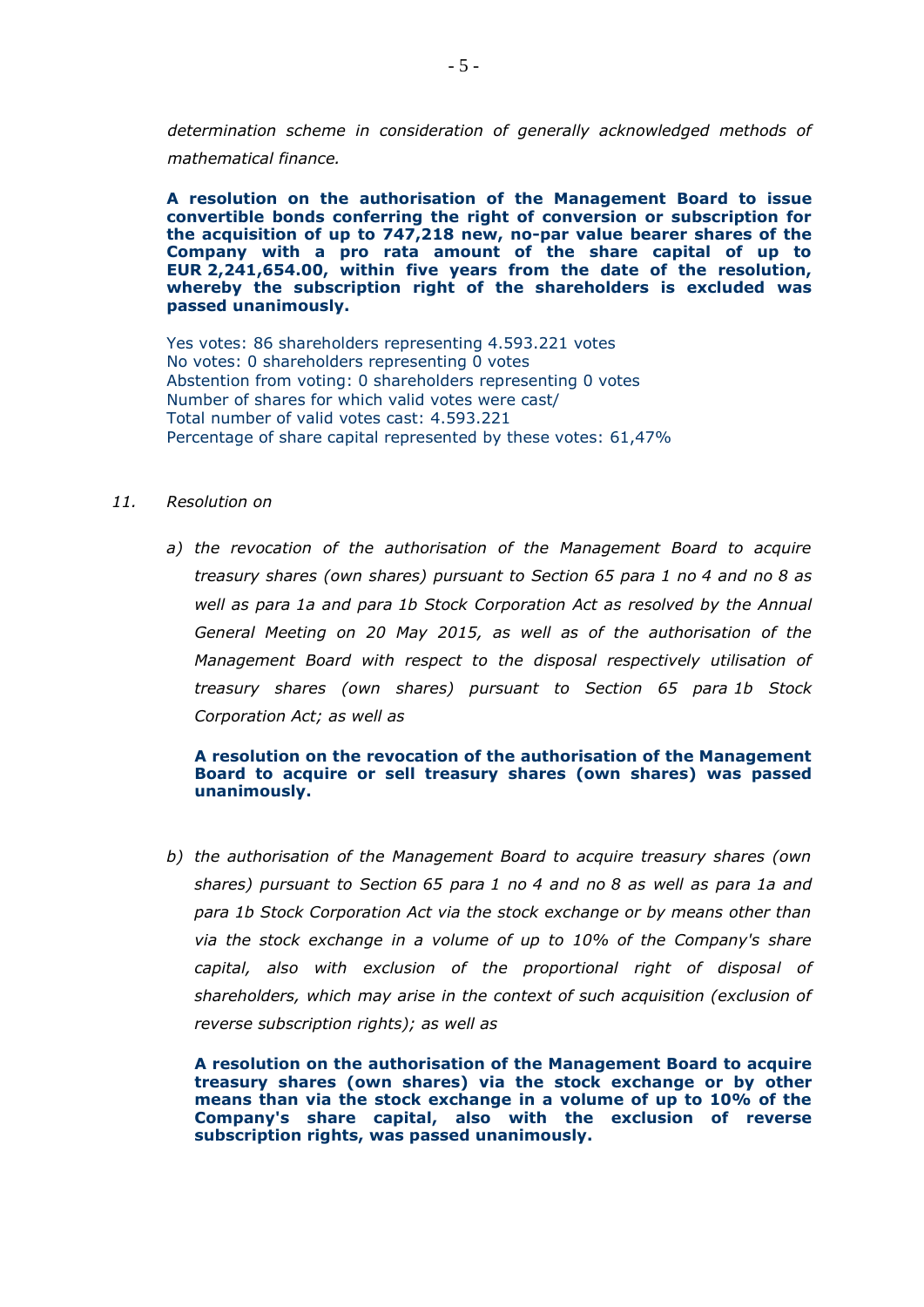*determination scheme in consideration of generally acknowledged methods of mathematical finance.*

**A resolution on the authorisation of the Management Board to issue convertible bonds conferring the right of conversion or subscription for the acquisition of up to 747,218 new, no-par value bearer shares of the Company with a pro rata amount of the share capital of up to EUR 2,241,654.00, within five years from the date of the resolution, whereby the subscription right of the shareholders is excluded was passed unanimously.**

Yes votes: 86 shareholders representing 4.593.221 votes
No votes: 0 shareholders representing 0 votes
Abstention from voting: 0 shareholders representing 0 votes
Number of shares for which valid votes were cast/
Total number of valid votes cast: 4.593.221
Percentage of share capital represented by these votes: 61,47%

11. *Resolution on*

   a) *the revocation of the authorisation of the Management Board to acquire treasury shares (own shares) pursuant to Section 65 para 1 no 4 and no 8 as well as para 1a and para 1b Stock Corporation Act as resolved by the Annual General Meeting on 20 May 2015, as well as of the authorisation of the Management Board with respect to the disposal respectively utilisation of treasury shares (own shares) pursuant to Section 65 para 1b Stock Corporation Act; as well as*

   **A resolution on the revocation of the authorisation of the Management Board to acquire or sell treasury shares (own shares) was passed unanimously.**

   b) *the authorisation of the Management Board to acquire treasury shares (own shares) pursuant to Section 65 para 1 no 4 and no 8 as well as para 1a and para 1b Stock Corporation Act via the stock exchange or by means other than via the stock exchange in a volume of up to 10% of the Company's share capital, also with exclusion of the proportional right of disposal of shareholders, which may arise in the context of such acquisition (exclusion of reverse subscription rights); as well as*

   **A resolution on the authorisation of the Management Board to acquire treasury shares (own shares) via the stock exchange or by other means than via the stock exchange in a volume of up to 10% of the Company's share capital, also with the exclusion of reverse subscription rights, was passed unanimously.**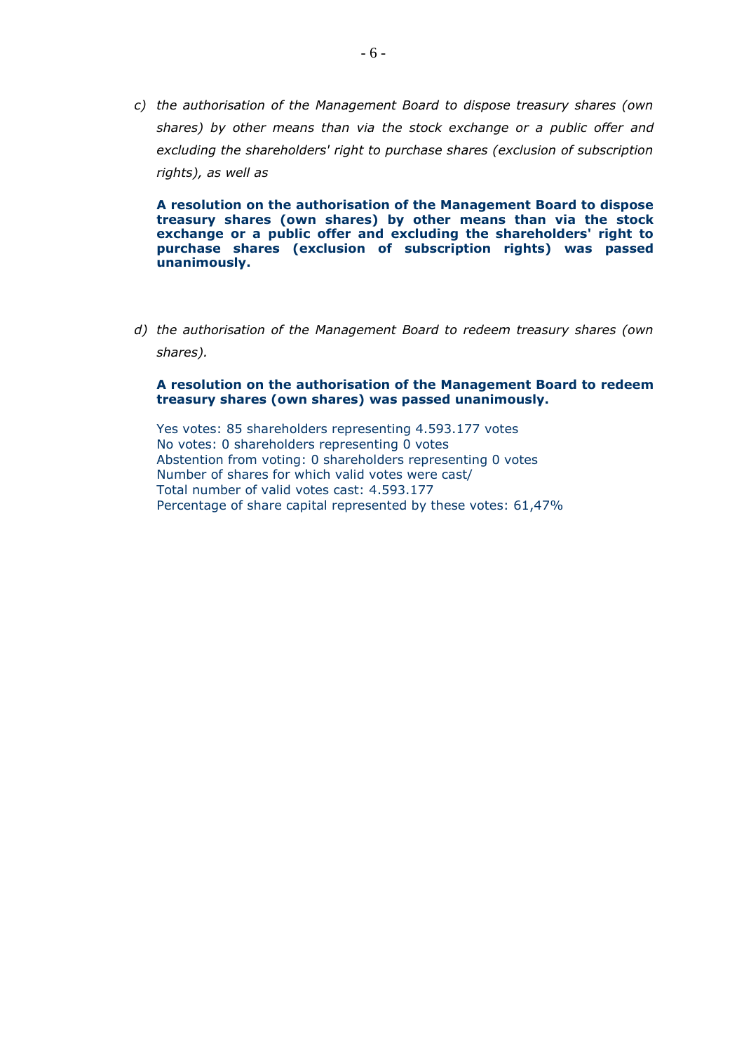c) *the authorisation of the Management Board to dispose treasury shares (own shares) by other means than via the stock exchange or a public offer and excluding the shareholders' right to purchase shares (exclusion of subscription rights), as well as*

**A resolution on the authorisation of the Management Board to dispose treasury shares (own shares) by other means than via the stock exchange or a public offer and excluding the shareholders' right to purchase shares (exclusion of subscription rights) was passed unanimously.**

d) *the authorisation of the Management Board to redeem treasury shares (own shares).*

**A resolution on the authorisation of the Management Board to redeem treasury shares (own shares) was passed unanimously.**

Yes votes: 85 shareholders representing 4.593.177 votes
No votes: 0 shareholders representing 0 votes
Abstention from voting: 0 shareholders representing 0 votes
Number of shares for which valid votes were cast/
Total number of valid votes cast: 4.593.177
Percentage of share capital represented by these votes: 61,47%